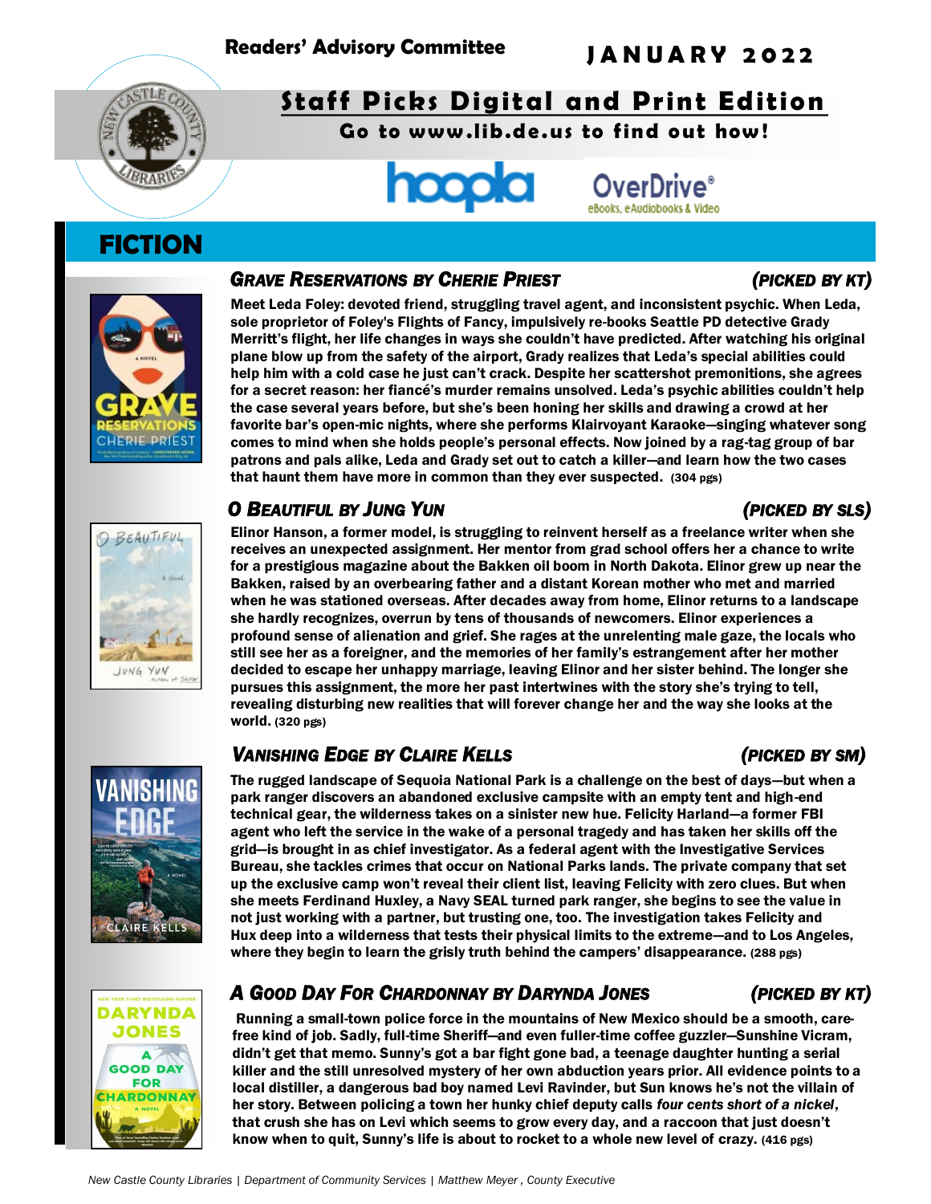**Readers' Advisory Committee** **JANUARY 2022**

# Staff Picks Digital and Print Edition

**Go to www.lib.de.us to find out how!**

hoopla OverDrive® eBooks, eAudiobooks & Video

## FICTION

### *Grave Reservations by Cherie Priest* *(Picked by KT)*

**Meet Leda Foley: devoted friend, struggling travel agent, and inconsistent psychic. When Leda, sole proprietor of Foley's Flights of Fancy, impulsively re-books Seattle PD detective Grady Merritt's flight, her life changes in ways she couldn't have predicted. After watching his original plane blow up from the safety of the airport, Grady realizes that Leda's special abilities could help him with a cold case he just can't crack. Despite her scattershot premonitions, she agrees for a secret reason: her fiancé's murder remains unsolved. Leda's psychic abilities couldn't help the case several years before, but she's been honing her skills and drawing a crowd at her favorite bar's open-mic nights, where she performs Klairvoyant Karaoke—singing whatever song comes to mind when she holds people's personal effects. Now joined by a rag-tag group of bar patrons and pals alike, Leda and Grady set out to catch a killer—and learn how the two cases that haunt them have more in common than they ever suspected. (304 pgs)**

### *O Beautiful by Jung Yun* *(Picked by SLS)*

**Elinor Hanson, a former model, is struggling to reinvent herself as a freelance writer when she receives an unexpected assignment. Her mentor from grad school offers her a chance to write for a prestigious magazine about the Bakken oil boom in North Dakota. Elinor grew up near the Bakken, raised by an overbearing father and a distant Korean mother who met and married when he was stationed overseas. After decades away from home, Elinor returns to a landscape she hardly recognizes, overrun by tens of thousands of newcomers. Elinor experiences a profound sense of alienation and grief. She rages at the unrelenting male gaze, the locals who still see her as a foreigner, and the memories of her family's estrangement after her mother decided to escape her unhappy marriage, leaving Elinor and her sister behind. The longer she pursues this assignment, the more her past intertwines with the story she's trying to tell, revealing disturbing new realities that will forever change her and the way she looks at the world. (320 pgs)**

### *Vanishing Edge by Claire Kells* *(Picked by SM)*

**The rugged landscape of Sequoia National Park is a challenge on the best of days—but when a park ranger discovers an abandoned exclusive campsite with an empty tent and high-end technical gear, the wilderness takes on a sinister new hue. Felicity Harland—a former FBI agent who left the service in the wake of a personal tragedy and has taken her skills off the grid—is brought in as chief investigator. As a federal agent with the Investigative Services Bureau, she tackles crimes that occur on National Parks lands. The private company that set up the exclusive camp won't reveal their client list, leaving Felicity with zero clues. But when she meets Ferdinand Huxley, a Navy SEAL turned park ranger, she begins to see the value in not just working with a partner, but trusting one, too. The investigation takes Felicity and Hux deep into a wilderness that tests their physical limits to the extreme—and to Los Angeles, where they begin to learn the grisly truth behind the campers' disappearance. (288 pgs)**

### *A Good Day For Chardonnay by Darynda Jones* *(Picked by KT)*

**Running a small-town police force in the mountains of New Mexico should be a smooth, care-free kind of job. Sadly, full-time Sheriff—and even fuller-time coffee guzzler—Sunshine Vicram, didn't get that memo. Sunny's got a bar fight gone bad, a teenage daughter hunting a serial killer and the still unresolved mystery of her own abduction years prior. All evidence points to a local distiller, a dangerous bad boy named Levi Ravinder, but Sun knows he's not the villain of her story. Between policing a town her hunky chief deputy calls *four cents short of a nickel*, that crush she has on Levi which seems to grow every day, and a raccoon that just doesn't know when to quit, Sunny's life is about to rocket to a whole new level of crazy. (416 pgs)**

*New Castle County Libraries | Department of Community Services | Matthew Meyer , County Executive*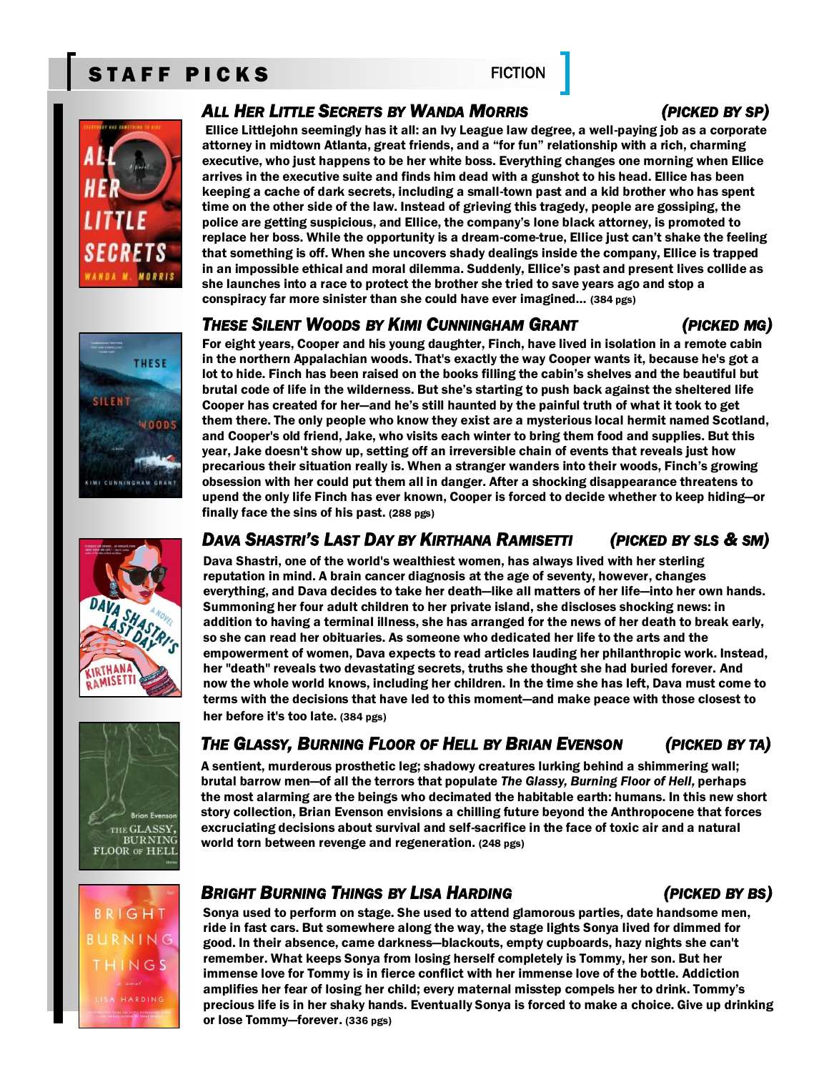# STAFF PICKS

FICTION

### *All Her Little Secrets* by Wanda Morris (Picked by SP)

Ellice Littlejohn seemingly has it all: an Ivy League law degree, a well-paying job as a corporate attorney in midtown Atlanta, great friends, and a "for fun" relationship with a rich, charming executive, who just happens to be her white boss. Everything changes one morning when Ellice arrives in the executive suite and finds him dead with a gunshot to his head. Ellice has been keeping a cache of dark secrets, including a small-town past and a kid brother who has spent time on the other side of the law. Instead of grieving this tragedy, people are gossiping, the police are getting suspicious, and Ellice, the company's lone black attorney, is promoted to replace her boss. While the opportunity is a dream-come-true, Ellice just can't shake the feeling that something is off. When she uncovers shady dealings inside the company, Ellice is trapped in an impossible ethical and moral dilemma. Suddenly, Ellice's past and present lives collide as she launches into a race to protect the brother she tried to save years ago and stop a conspiracy far more sinister than she could have ever imagined... (384 pgs)

### *These Silent Woods* by Kimi Cunningham Grant (Picked MG)

For eight years, Cooper and his young daughter, Finch, have lived in isolation in a remote cabin in the northern Appalachian woods. That's exactly the way Cooper wants it, because he's got a lot to hide. Finch has been raised on the books filling the cabin's shelves and the beautiful but brutal code of life in the wilderness. But she's starting to push back against the sheltered life Cooper has created for her—and he's still haunted by the painful truth of what it took to get them there. The only people who know they exist are a mysterious local hermit named Scotland, and Cooper's old friend, Jake, who visits each winter to bring them food and supplies. But this year, Jake doesn't show up, setting off an irreversible chain of events that reveals just how precarious their situation really is. When a stranger wanders into their woods, Finch's growing obsession with her could put them all in danger. After a shocking disappearance threatens to upend the only life Finch has ever known, Cooper is forced to decide whether to keep hiding—or finally face the sins of his past. (288 pgs)

### *Dava Shastri's Last Day* by Kirthana Ramisetti (Picked by SLS & SM)

Dava Shastri, one of the world's wealthiest women, has always lived with her sterling reputation in mind. A brain cancer diagnosis at the age of seventy, however, changes everything, and Dava decides to take her death—like all matters of her life—into her own hands. Summoning her four adult children to her private island, she discloses shocking news: in addition to having a terminal illness, she has arranged for the news of her death to break early, so she can read her obituaries. As someone who dedicated her life to the arts and the empowerment of women, Dava expects to read articles lauding her philanthropic work. Instead, her "death" reveals two devastating secrets, truths she thought she had buried forever. And now the whole world knows, including her children. In the time she has left, Dava must come to terms with the decisions that have led to this moment—and make peace with those closest to her before it's too late. (384 pgs)

### *The Glassy, Burning Floor of Hell* by Brian Evenson (Picked by TA)

A sentient, murderous prosthetic leg; shadowy creatures lurking behind a shimmering wall; brutal barrow men—of all the terrors that populate *The Glassy, Burning Floor of Hell,* perhaps the most alarming are the beings who decimated the habitable earth: humans. In this new short story collection, Brian Evenson envisions a chilling future beyond the Anthropocene that forces excruciating decisions about survival and self-sacrifice in the face of toxic air and a natural world torn between revenge and regeneration. (248 pgs)

### *Bright Burning Things* by Lisa Harding (Picked by BS)

Sonya used to perform on stage. She used to attend glamorous parties, date handsome men, ride in fast cars. But somewhere along the way, the stage lights Sonya lived for dimmed for good. In their absence, came darkness—blackouts, empty cupboards, hazy nights she can't remember. What keeps Sonya from losing herself completely is Tommy, her son. But her immense love for Tommy is in fierce conflict with her immense love of the bottle. Addiction amplifies her fear of losing her child; every maternal misstep compels her to drink. Tommy's precious life is in her shaky hands. Eventually Sonya is forced to make a choice. Give up drinking or lose Tommy—forever. (336 pgs)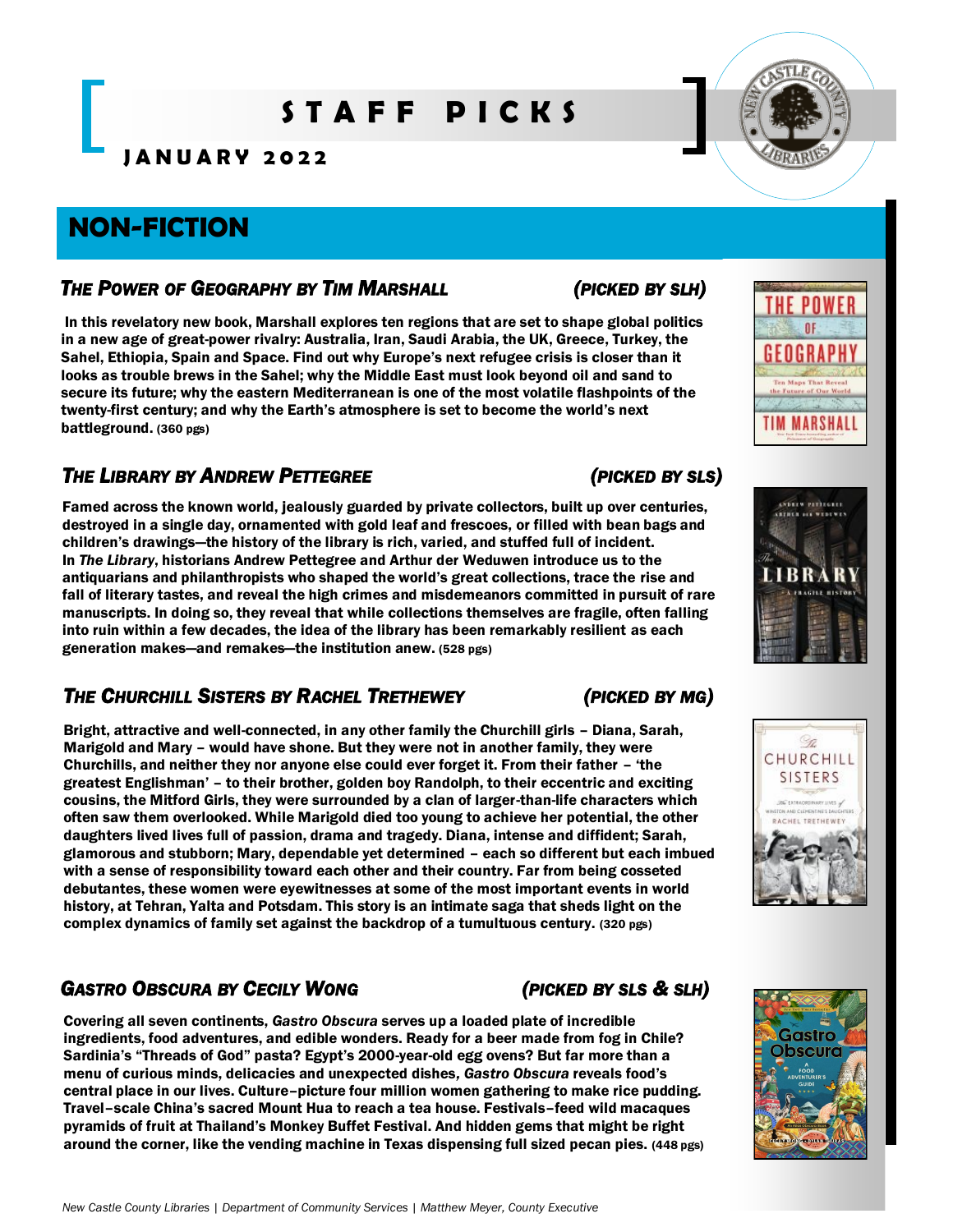# STAFF PICKS

**JANUARY 2022**

## NON-FICTION

### *The Power of Geography by Tim Marshall* *(Picked by SLH)*

**In this revelatory new book, Marshall explores ten regions that are set to shape global politics in a new age of great-power rivalry: Australia, Iran, Saudi Arabia, the UK, Greece, Turkey, the Sahel, Ethiopia, Spain and Space. Find out why Europe's next refugee crisis is closer than it looks as trouble brews in the Sahel; why the Middle East must look beyond oil and sand to secure its future; why the eastern Mediterranean is one of the most volatile flashpoints of the twenty-first century; and why the Earth's atmosphere is set to become the world's next battleground. (360 pgs)**

### *The Library by Andrew Pettegree* *(Picked by SLS)*

**Famed across the known world, jealously guarded by private collectors, built up over centuries, destroyed in a single day, ornamented with gold leaf and frescoes, or filled with bean bags and children's drawings—the history of the library is rich, varied, and stuffed full of incident. In *The Library*, historians Andrew Pettegree and Arthur der Weduwen introduce us to the antiquarians and philanthropists who shaped the world's great collections, trace the rise and fall of literary tastes, and reveal the high crimes and misdemeanors committed in pursuit of rare manuscripts. In doing so, they reveal that while collections themselves are fragile, often falling into ruin within a few decades, the idea of the library has been remarkably resilient as each generation makes—and remakes—the institution anew. (528 pgs)**

### *The Churchill Sisters by Rachel Trethewey* *(Picked by MG)*

**Bright, attractive and well-connected, in any other family the Churchill girls – Diana, Sarah, Marigold and Mary – would have shone. But they were not in another family, they were Churchills, and neither they nor anyone else could ever forget it. From their father – 'the greatest Englishman' – to their brother, golden boy Randolph, to their eccentric and exciting cousins, the Mitford Girls, they were surrounded by a clan of larger-than-life characters which often saw them overlooked. While Marigold died too young to achieve her potential, the other daughters lived lives full of passion, drama and tragedy. Diana, intense and diffident; Sarah, glamorous and stubborn; Mary, dependable yet determined – each so different but each imbued with a sense of responsibility toward each other and their country. Far from being cosseted debutantes, these women were eyewitnesses at some of the most important events in world history, at Tehran, Yalta and Potsdam. This story is an intimate saga that sheds light on the complex dynamics of family set against the backdrop of a tumultuous century. (320 pgs)**

### *Gastro Obscura by Cecily Wong* *(Picked by SLS & SLH)*

**Covering all seven continents, *Gastro Obscura* serves up a loaded plate of incredible ingredients, food adventures, and edible wonders. Ready for a beer made from fog in Chile? Sardinia's "Threads of God" pasta? Egypt's 2000-year-old egg ovens? But far more than a menu of curious minds, delicacies and unexpected dishes, *Gastro Obscura* reveals food's central place in our lives. Culture–picture four million women gathering to make rice pudding. Travel–scale China's sacred Mount Hua to reach a tea house. Festivals–feed wild macaques pyramids of fruit at Thailand's Monkey Buffet Festival. And hidden gems that might be right around the corner, like the vending machine in Texas dispensing full sized pecan pies. (448 pgs)**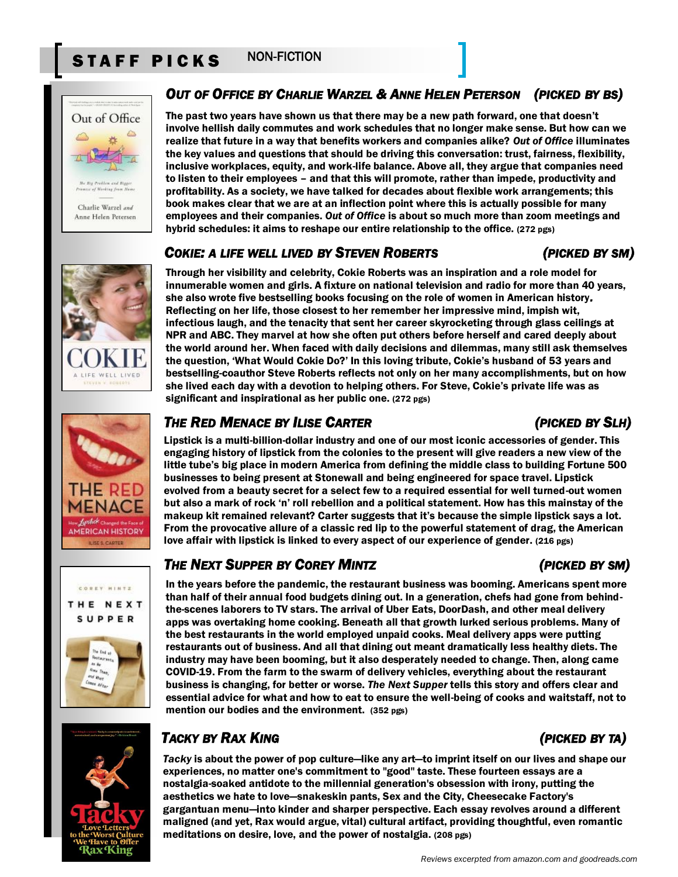# STAFF PICKS NON-FICTION

## *Out of Office by Charlie Warzel & Anne Helen Peterson* *(Picked by BS)*

**The past two years have shown us that there may be a new path forward, one that doesn't involve hellish daily commutes and work schedules that no longer make sense. But how can we realize that future in a way that benefits workers and companies alike? *Out of Office* illuminates the key values and questions that should be driving this conversation: trust, fairness, flexibility, inclusive workplaces, equity, and work-life balance. Above all, they argue that companies need to listen to their employees – and that this will promote, rather than impede, productivity and profitability. As a society, we have talked for decades about flexible work arrangements; this book makes clear that we are at an inflection point where this is actually possible for many employees and their companies. *Out of Office* is about so much more than zoom meetings and hybrid schedules: it aims to reshape our entire relationship to the office. (272 pgs)**

## *Cokie: A Life Well Lived by Steven Roberts* *(Picked by SM)*

**Through her visibility and celebrity, Cokie Roberts was an inspiration and a role model for innumerable women and girls. A fixture on national television and radio for more than 40 years, she also wrote five bestselling books focusing on the role of women in American history. Reflecting on her life, those closest to her remember her impressive mind, impish wit, infectious laugh, and the tenacity that sent her career skyrocketing through glass ceilings at NPR and ABC. They marvel at how she often put others before herself and cared deeply about the world around her. When faced with daily decisions and dilemmas, many still ask themselves the question, 'What Would Cokie Do?' In this loving tribute, Cokie's husband of 53 years and bestselling-coauthor Steve Roberts reflects not only on her many accomplishments, but on how she lived each day with a devotion to helping others. For Steve, Cokie's private life was as significant and inspirational as her public one. (272 pgs)**

## *The Red Menace by Ilise Carter* *(Picked by SLH)*

**Lipstick is a multi-billion-dollar industry and one of our most iconic accessories of gender. This engaging history of lipstick from the colonies to the present will give readers a new view of the little tube's big place in modern America from defining the middle class to building Fortune 500 businesses to being present at Stonewall and being engineered for space travel. Lipstick evolved from a beauty secret for a select few to a required essential for well turned-out women but also a mark of rock 'n' roll rebellion and a political statement. How has this mainstay of the makeup kit remained relevant? Carter suggests that it's because the simple lipstick says a lot. From the provocative allure of a classic red lip to the powerful statement of drag, the American love affair with lipstick is linked to every aspect of our experience of gender. (216 pgs)**

## *The Next Supper by Corey Mintz* *(Picked by SM)*

**In the years before the pandemic, the restaurant business was booming. Americans spent more than half of their annual food budgets dining out. In a generation, chefs had gone from behind-the-scenes laborers to TV stars. The arrival of Uber Eats, DoorDash, and other meal delivery apps was overtaking home cooking. Beneath all that growth lurked serious problems. Many of the best restaurants in the world employed unpaid cooks. Meal delivery apps were putting restaurants out of business. And all that dining out meant dramatically less healthy diets. The industry may have been booming, but it also desperately needed to change. Then, along came COVID-19. From the farm to the swarm of delivery vehicles, everything about the restaurant business is changing, for better or worse. *The Next Supper* tells this story and offers clear and essential advice for what and how to eat to ensure the well-being of cooks and waitstaff, not to mention our bodies and the environment. (352 pgs)**

## *Tacky by Rax King* *(Picked by TA)*

***Tacky* is about the power of pop culture—like any art—to imprint itself on our lives and shape our experiences, no matter one's commitment to "good" taste. These fourteen essays are a nostalgia-soaked antidote to the millennial generation's obsession with irony, putting the aesthetics we hate to love—snakeskin pants, Sex and the City, Cheesecake Factory's gargantuan menu—into kinder and sharper perspective. Each essay revolves around a different maligned (and yet, Rax would argue, vital) cultural artifact, providing thoughtful, even romantic meditations on desire, love, and the power of nostalgia. (208 pgs)**

*Reviews excerpted from amazon.com and goodreads.com*